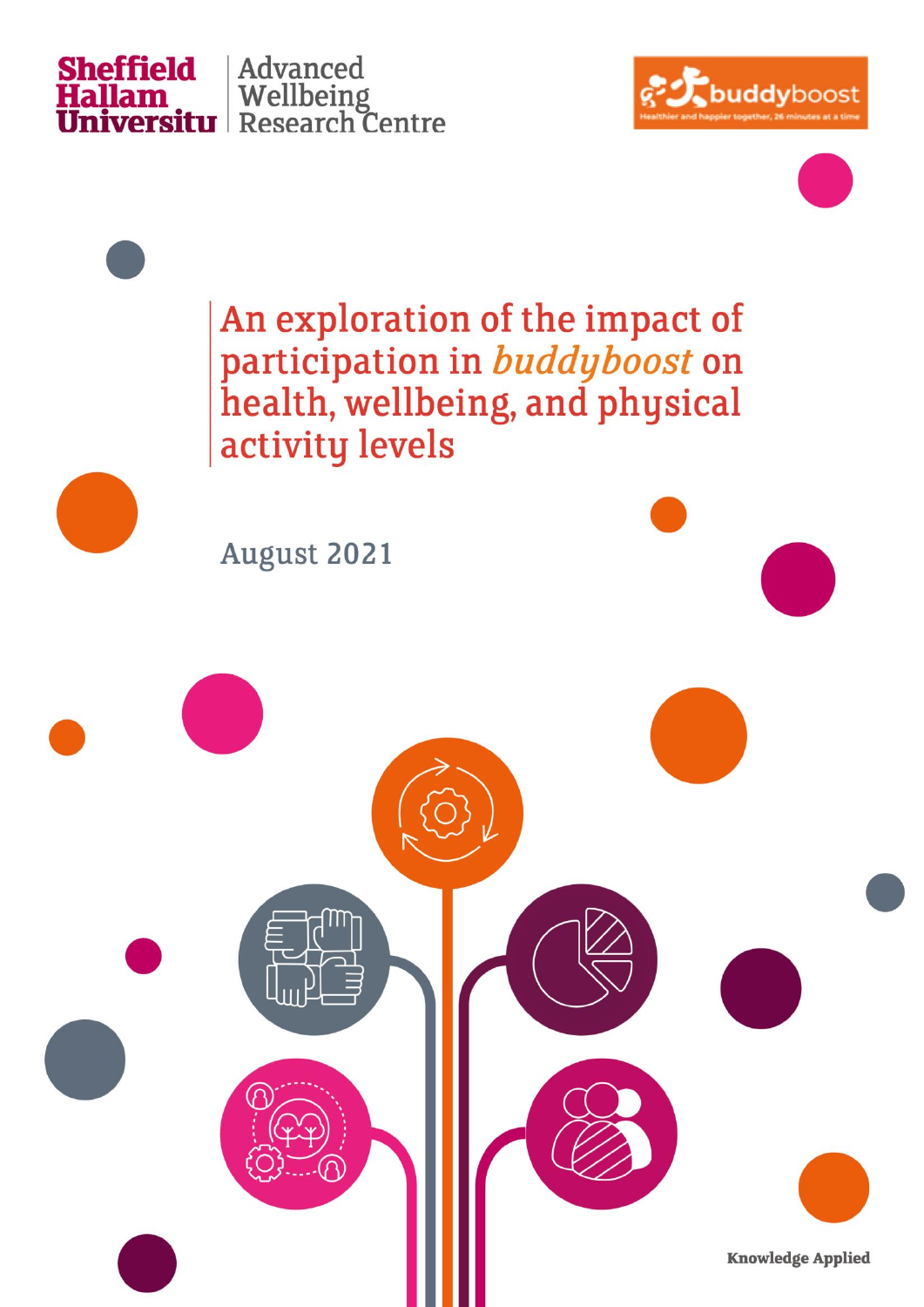Sheffield Hallam University | Advanced Wellbeing Research Centre

buddyboost
Healthier and happier together, 26 minutes at a time

# An exploration of the impact of participation in *buddyboost* on health, wellbeing, and physical activity levels

August 2021

Knowledge Applied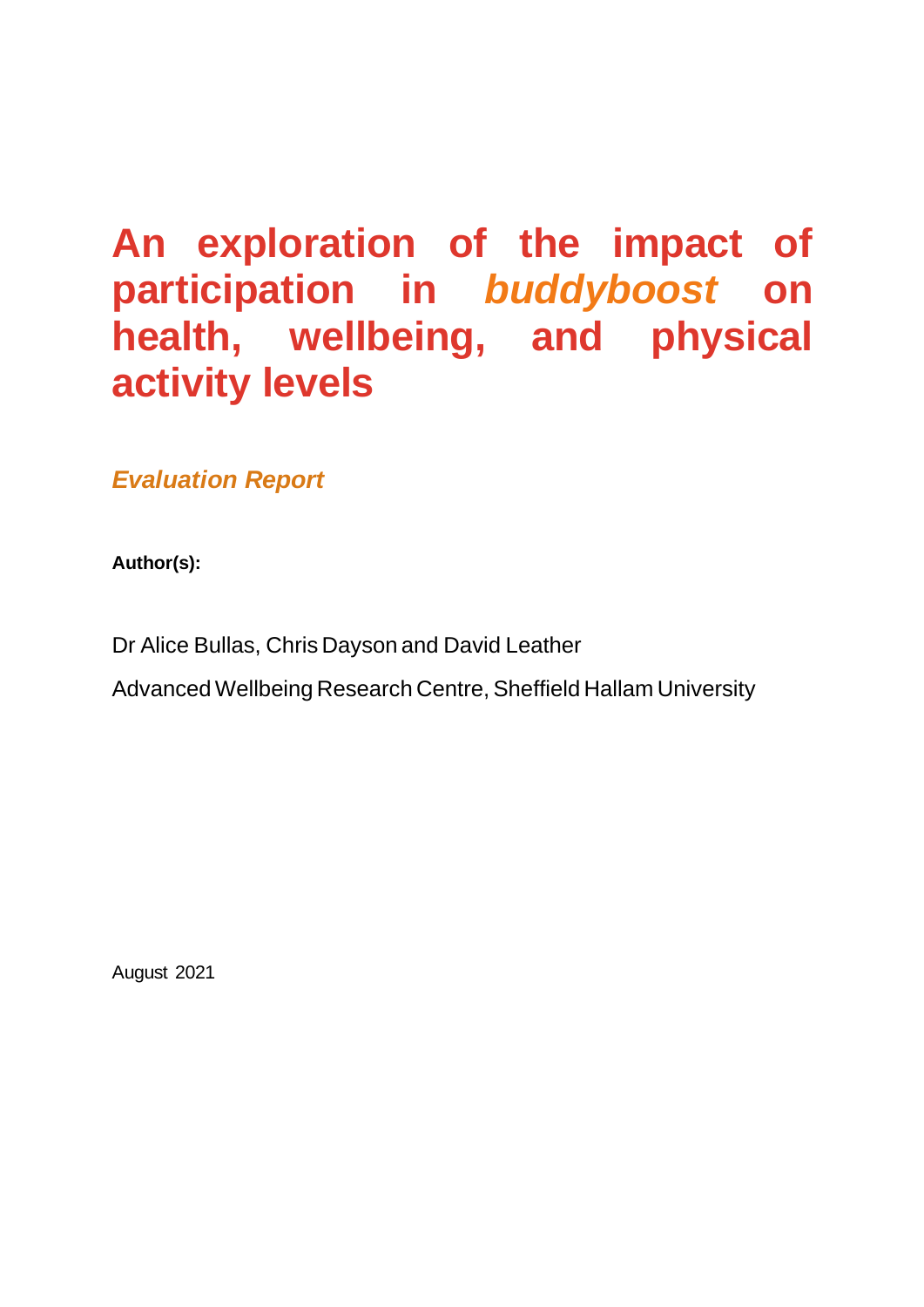# An exploration of the impact of participation in *buddyboost* on health, wellbeing, and physical activity levels

***Evaluation Report***

**Author(s):**

Dr Alice Bullas, Chris Dayson and David Leather

Advanced Wellbeing Research Centre, Sheffield Hallam University

August 2021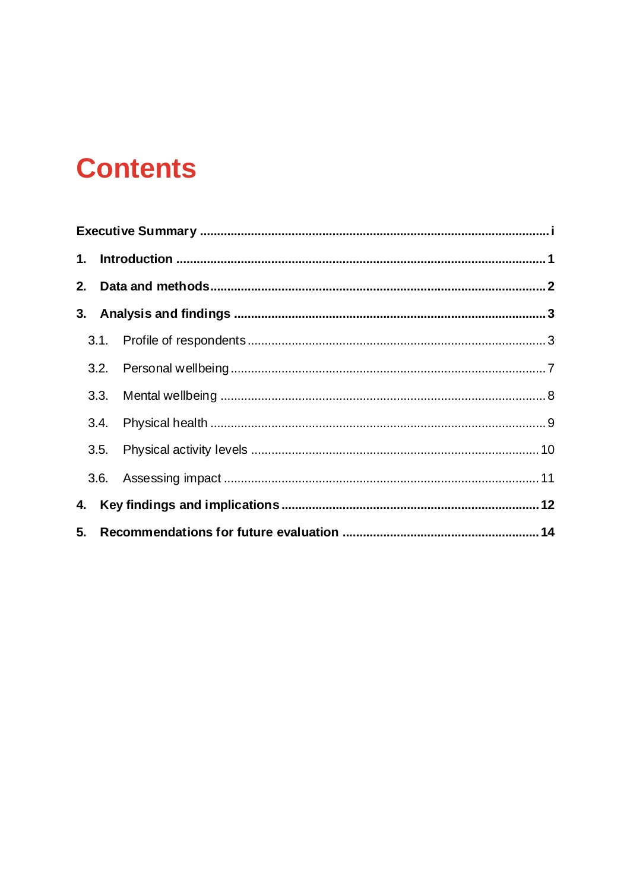# Contents

**Executive Summary ..................................................................................................... i**

**1. Introduction ......................................................................................................... 1**

**2. Data and methods................................................................................................. 2**

**3. Analysis and findings ........................................................................................... 3**

3.1. Profile of respondents ...................................................................................... 3

3.2. Personal wellbeing ........................................................................................... 7

3.3. Mental wellbeing .............................................................................................. 8

3.4. Physical health ................................................................................................. 9

3.5. Physical activity levels ................................................................................... 10

3.6. Assessing impact ........................................................................................... 11

**4. Key findings and implications ........................................................................... 12**

**5. Recommendations for future evaluation ......................................................... 14**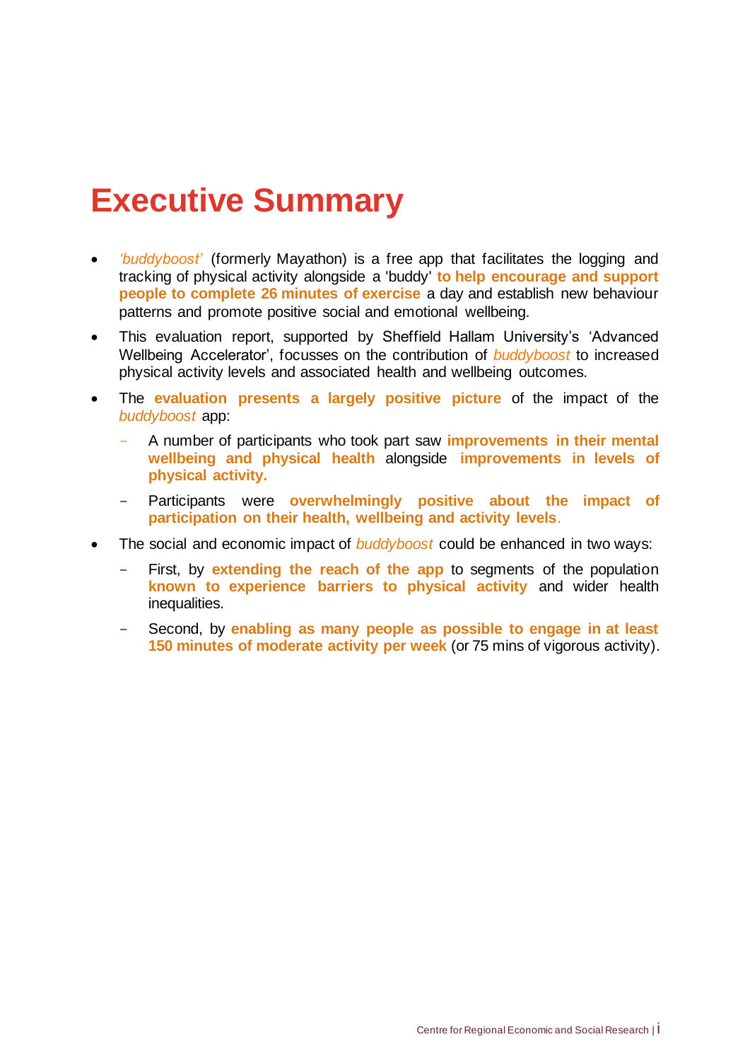# Executive Summary

- *'buddyboost'* (formerly Mayathon) is a free app that facilitates the logging and tracking of physical activity alongside a 'buddy' **to help encourage and support people to complete 26 minutes of exercise** a day and establish new behaviour patterns and promote positive social and emotional wellbeing.
- This evaluation report, supported by Sheffield Hallam University's 'Advanced Wellbeing Accelerator', focusses on the contribution of *buddyboost* to increased physical activity levels and associated health and wellbeing outcomes.
- The **evaluation presents a largely positive picture** of the impact of the *buddyboost* app:
  - A number of participants who took part saw **improvements in their mental wellbeing and physical health** alongside **improvements in levels of physical activity.**
  - Participants were **overwhelmingly positive about the impact of participation on their health, wellbeing and activity levels**.
- The social and economic impact of *buddyboost* could be enhanced in two ways:
  - First, by **extending the reach of the app** to segments of the population **known to experience barriers to physical activity** and wider health inequalities.
  - Second, by **enabling as many people as possible to engage in at least 150 minutes of moderate activity per week** (or 75 mins of vigorous activity).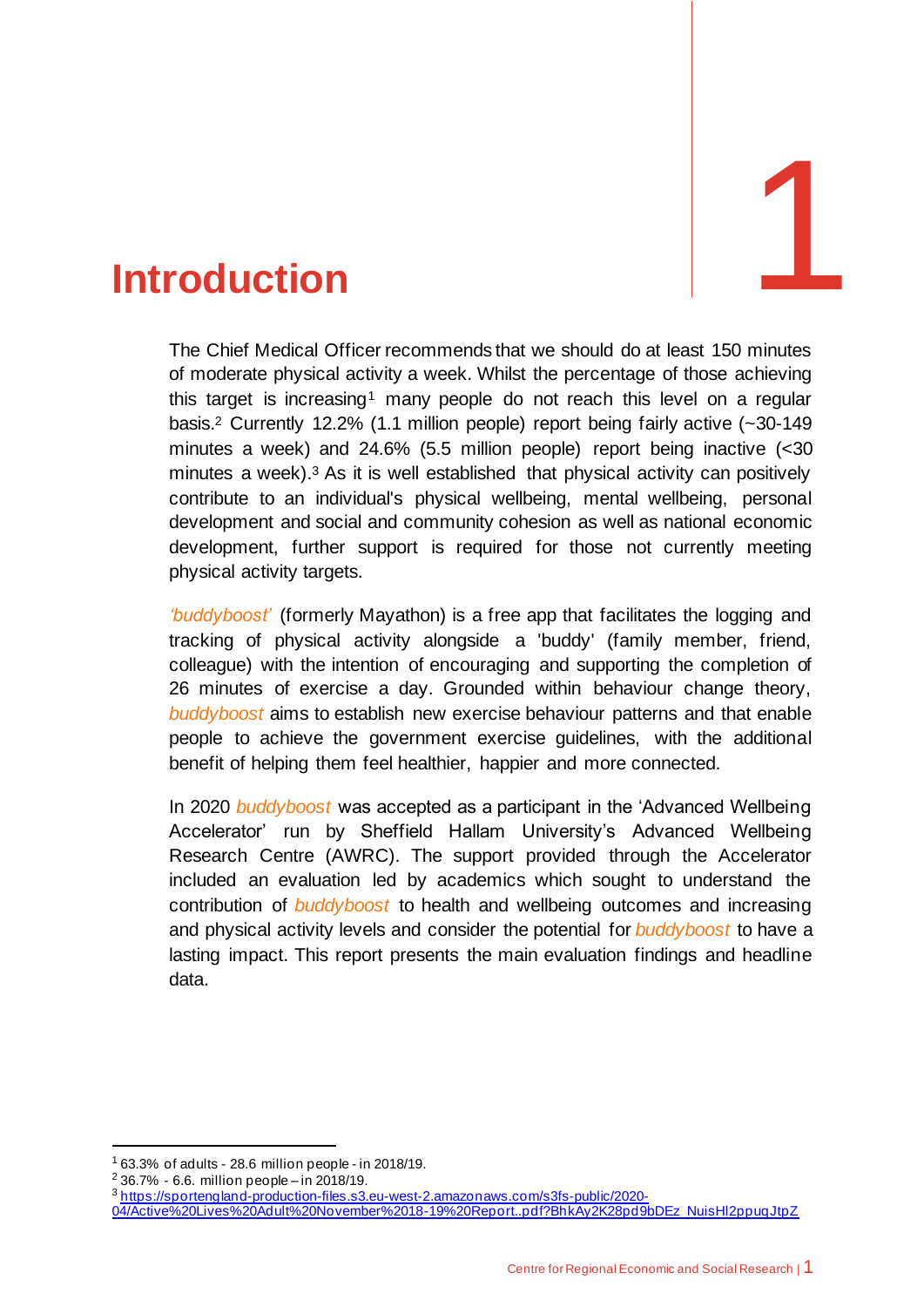# 1 Introduction

The Chief Medical Officer recommends that we should do at least 150 minutes of moderate physical activity a week. Whilst the percentage of those achieving this target is increasing[1] many people do not reach this level on a regular basis.[2] Currently 12.2% (1.1 million people) report being fairly active (~30-149 minutes a week) and 24.6% (5.5 million people) report being inactive (<30 minutes a week).[3] As it is well established that physical activity can positively contribute to an individual's physical wellbeing, mental wellbeing, personal development and social and community cohesion as well as national economic development, further support is required for those not currently meeting physical activity targets.

*'buddyboost'* (formerly Mayathon) is a free app that facilitates the logging and tracking of physical activity alongside a 'buddy' (family member, friend, colleague) with the intention of encouraging and supporting the completion of 26 minutes of exercise a day. Grounded within behaviour change theory, *buddyboost* aims to establish new exercise behaviour patterns and that enable people to achieve the government exercise guidelines, with the additional benefit of helping them feel healthier, happier and more connected.

In 2020 *buddyboost* was accepted as a participant in the 'Advanced Wellbeing Accelerator' run by Sheffield Hallam University's Advanced Wellbeing Research Centre (AWRC). The support provided through the Accelerator included an evaluation led by academics which sought to understand the contribution of *buddyboost* to health and wellbeing outcomes and increasing and physical activity levels and consider the potential for *buddyboost* to have a lasting impact. This report presents the main evaluation findings and headline data.

---

[1] 63.3% of adults - 28.6 million people - in 2018/19.

[2] 36.7% - 6.6. million people – in 2018/19.

[3] https://sportengland-production-files.s3.eu-west-2.amazonaws.com/s3fs-public/2020-04/Active%20Lives%20Adult%20November%2018-19%20Report..pdf?BhkAy2K28pd9bDEz_NuisHl2ppuqJtpZ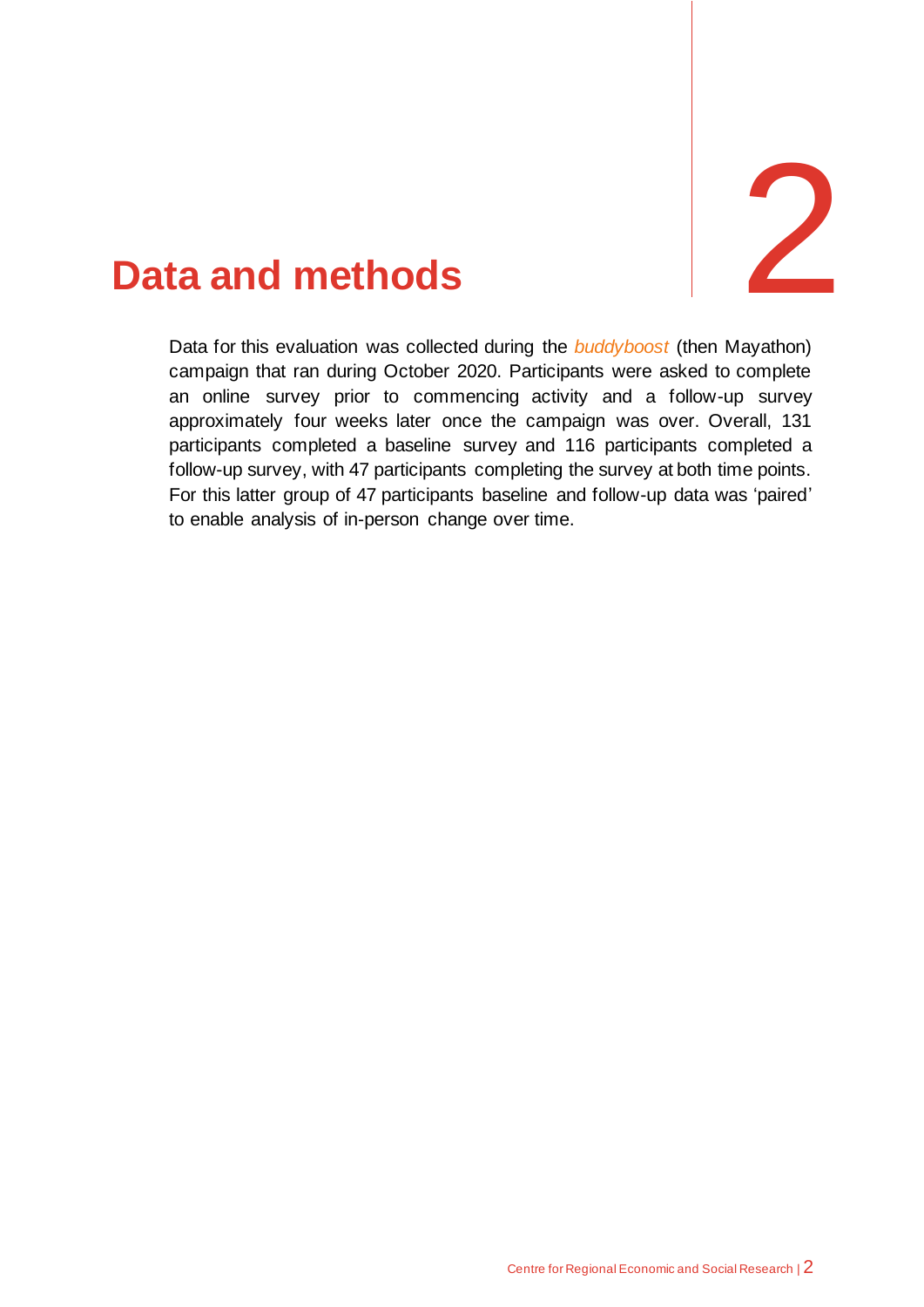# 2 Data and methods

Data for this evaluation was collected during the *buddyboost* (then Mayathon) campaign that ran during October 2020. Participants were asked to complete an online survey prior to commencing activity and a follow-up survey approximately four weeks later once the campaign was over. Overall, 131 participants completed a baseline survey and 116 participants completed a follow-up survey, with 47 participants completing the survey at both time points. For this latter group of 47 participants baseline and follow-up data was 'paired' to enable analysis of in-person change over time.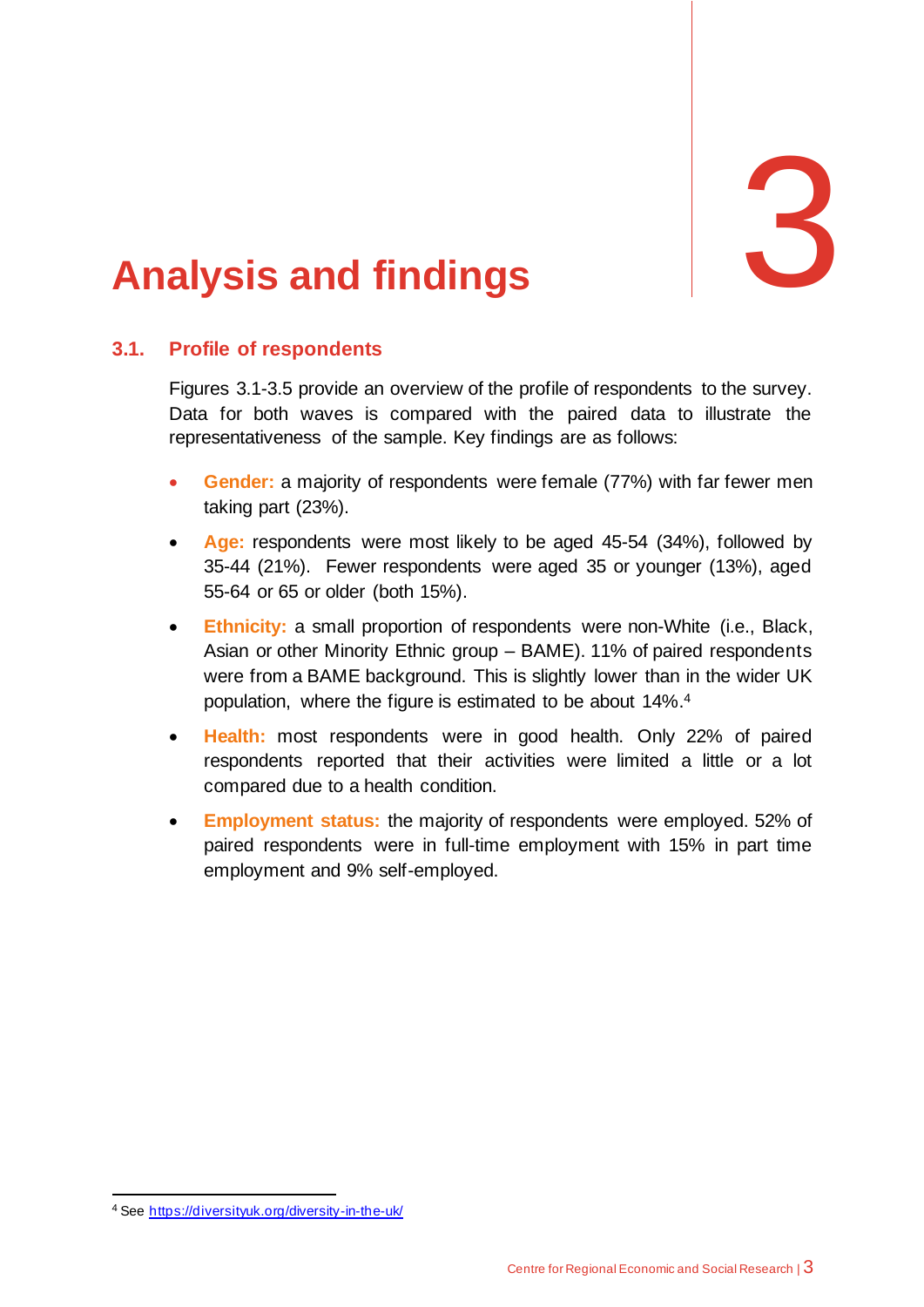# 3 Analysis and findings

## 3.1. Profile of respondents

Figures 3.1-3.5 provide an overview of the profile of respondents to the survey. Data for both waves is compared with the paired data to illustrate the representativeness of the sample. Key findings are as follows:

- **Gender:** a majority of respondents were female (77%) with far fewer men taking part (23%).
- **Age:** respondents were most likely to be aged 45-54 (34%), followed by 35-44 (21%). Fewer respondents were aged 35 or younger (13%), aged 55-64 or 65 or older (both 15%).
- **Ethnicity:** a small proportion of respondents were non-White (i.e., Black, Asian or other Minority Ethnic group – BAME). 11% of paired respondents were from a BAME background. This is slightly lower than in the wider UK population, where the figure is estimated to be about 14%.[4]
- **Health:** most respondents were in good health. Only 22% of paired respondents reported that their activities were limited a little or a lot compared due to a health condition.
- **Employment status:** the majority of respondents were employed. 52% of paired respondents were in full-time employment with 15% in part time employment and 9% self-employed.

[4] See https://diversityuk.org/diversity-in-the-uk/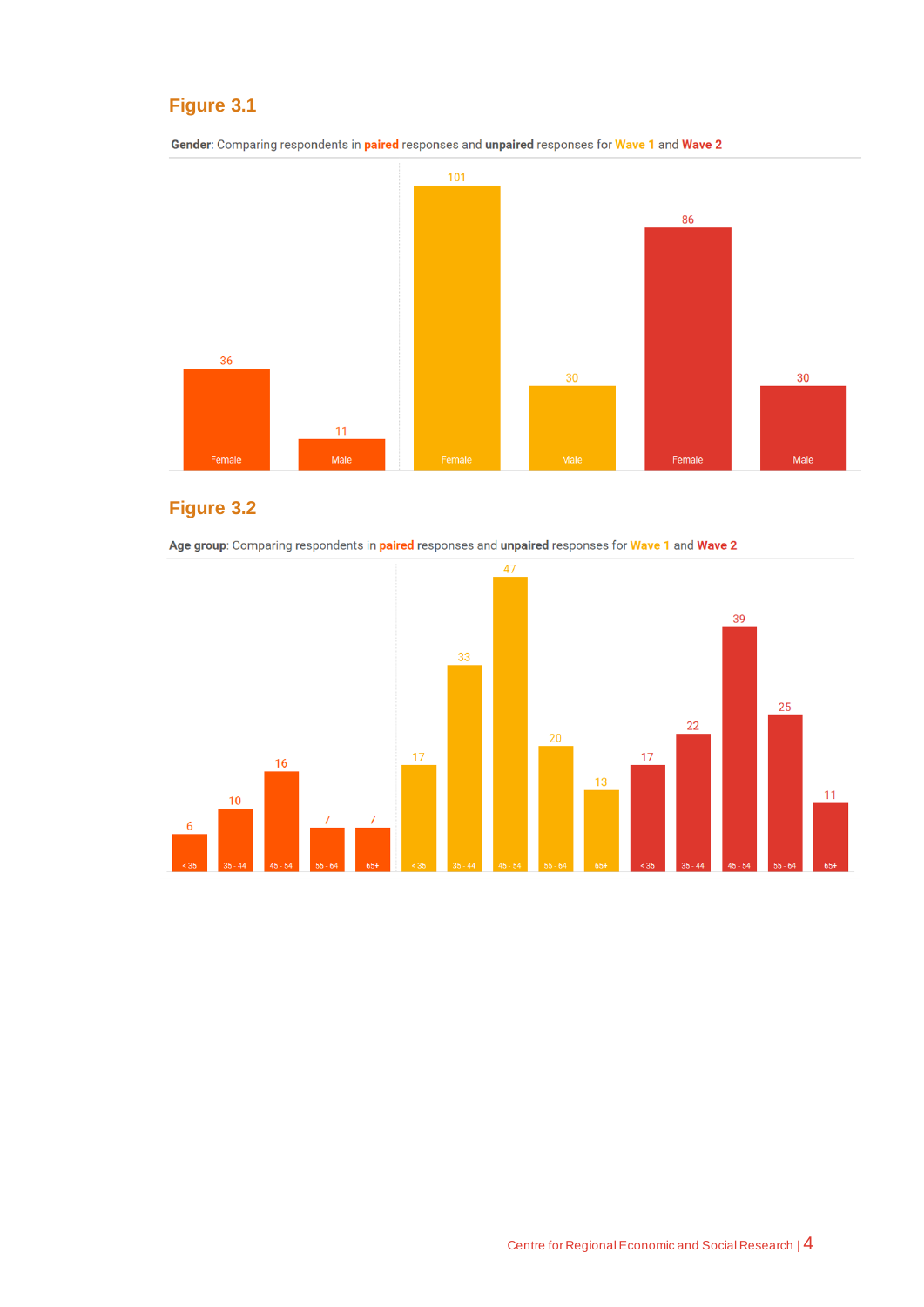## Figure 3.1

**Gender**: Comparing respondents in **paired** responses and **unpaired** responses for **Wave 1** and **Wave 2**

36
Female
11
Male
101
Female
30
Male
86
Female
30
Male

## Figure 3.2

**Age group**: Comparing respondents in **paired** responses and **unpaired** responses for **Wave 1** and **Wave 2**

6
< 35
10
35 - 44
16
45 - 54
7
55 - 64
7
65+
17
< 35
33
35 - 44
47
45 - 54
20
55 - 64
13
65+
17
< 35
22
35 - 44
39
45 - 54
25
55 - 64
11
65+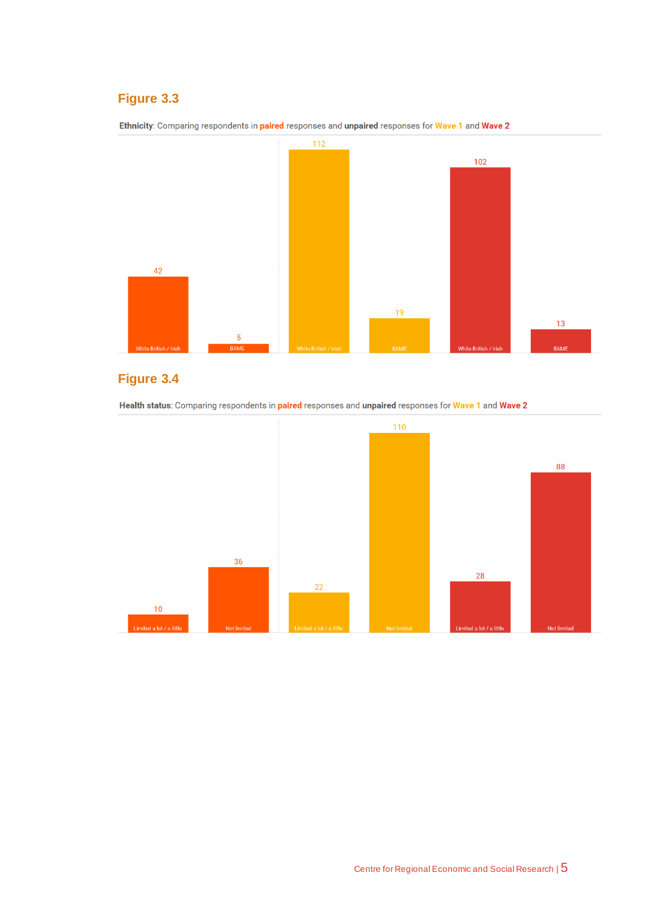## Figure 3.3

**Ethnicity**: Comparing respondents in **paired** responses and **unpaired** responses for **Wave 1** and **Wave 2**

42
White British / Irish
5
BAME
112
White British / Irish
19
BAME
102
White British / Irish
13
BAME

## Figure 3.4

**Health status**: Comparing respondents in **paired** responses and **unpaired** responses for **Wave 1** and **Wave 2**

10
Limited a lot / a little
36
Not limited
22
Limited a lot / a little
110
Not limited
28
Limited a lot / a little
88
Not limited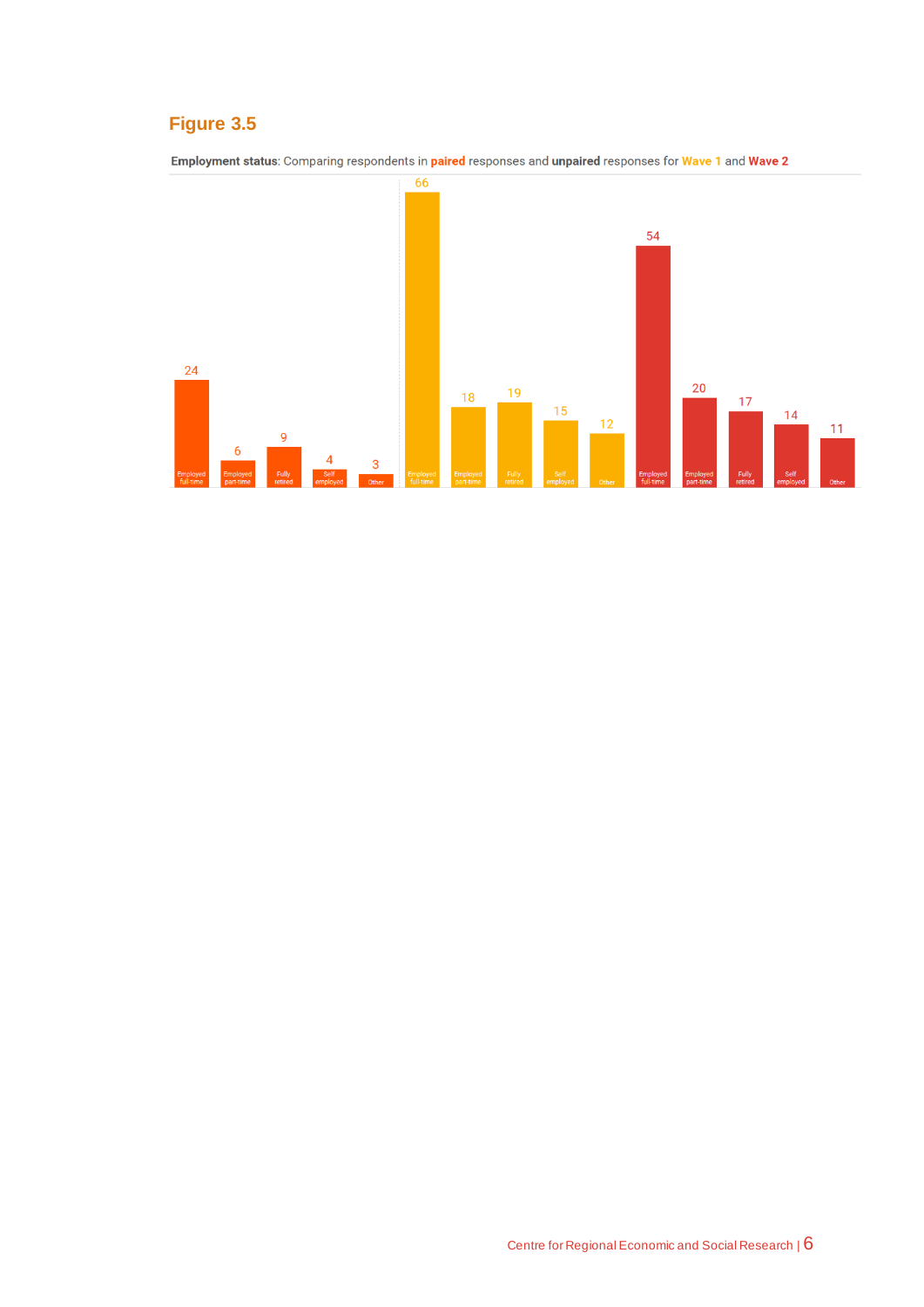## Figure 3.5

**Employment status**: Comparing respondents in **paired** responses and **unpaired** responses for **Wave 1** and **Wave 2**

| Category | Paired | Wave 1 | Wave 2 |
|---|---|---|---|
| Employed full-time | 24 | 66 | 54 |
| Employed part-time | 6 | 18 | 20 |
| Fully retired | 9 | 19 | 17 |
| Self employed | 4 | 15 | 14 |
| Other | 3 | 12 | 11 |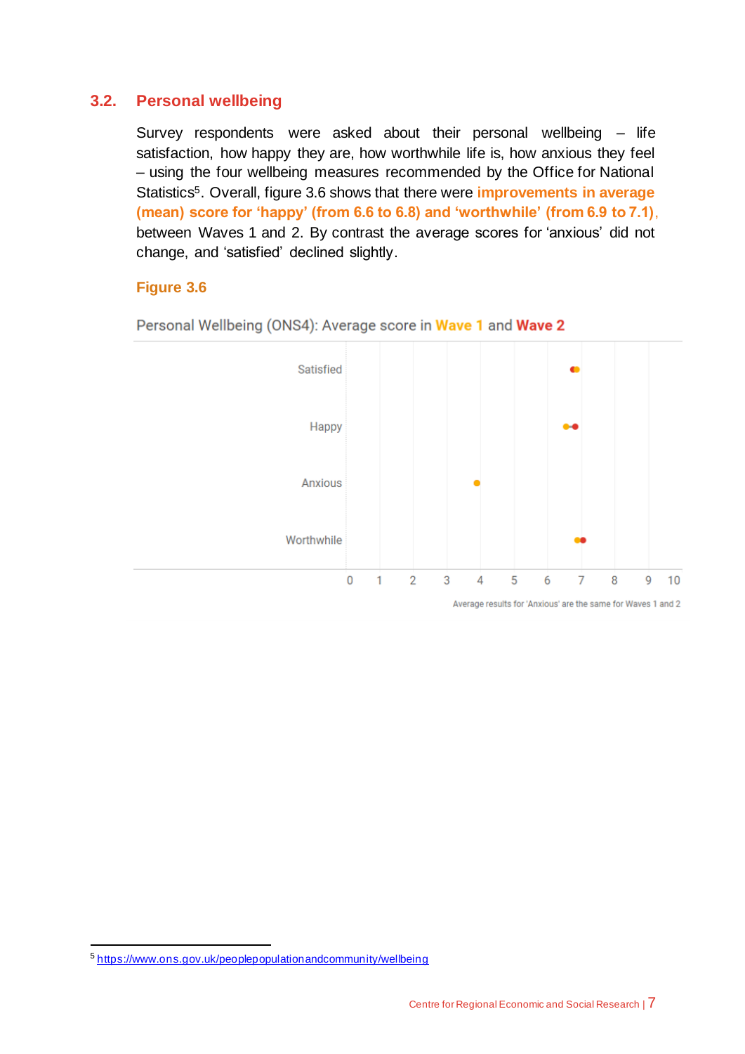## 3.2. Personal wellbeing

Survey respondents were asked about their personal wellbeing – life satisfaction, how happy they are, how worthwhile life is, how anxious they feel – using the four wellbeing measures recommended by the Office for National Statistics[5]. Overall, figure 3.6 shows that there were **improvements in average (mean) score for 'happy' (from 6.6 to 6.8) and 'worthwhile' (from 6.9 to 7.1)**, between Waves 1 and 2. By contrast the average scores for 'anxious' did not change, and 'satisfied' declined slightly.

**Figure 3.6**

Personal Wellbeing (ONS4): Average score in Wave 1 and Wave 2

Satisfied

Happy

Anxious

Worthwhile

0 1 2 3 4 5 6 7 8 9 10

Average results for 'Anxious' are the same for Waves 1 and 2

[5] https://www.ons.gov.uk/peoplepopulationandcommunity/wellbeing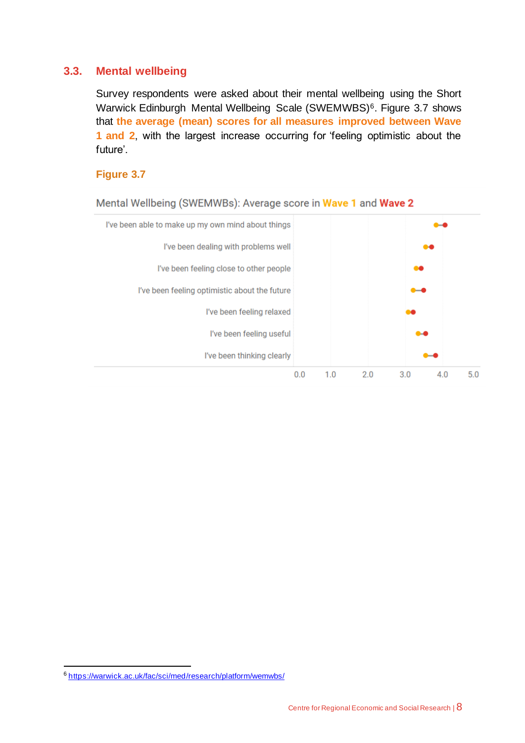## 3.3. Mental wellbeing

Survey respondents were asked about their mental wellbeing using the Short Warwick Edinburgh Mental Wellbeing Scale (SWEMWBS)[6]. Figure 3.7 shows that **the average (mean) scores for all measures improved between Wave 1 and 2**, with the largest increase occurring for 'feeling optimistic about the future'.

**Figure 3.7**

Mental Wellbeing (SWEMWBs): Average score in Wave 1 and Wave 2

I've been able to make up my own mind about things

I've been dealing with problems well

I've been feeling close to other people

I've been feeling optimistic about the future

I've been feeling relaxed

I've been feeling useful

I've been thinking clearly

0.0 1.0 2.0 3.0 4.0 5.0

---

[6] https://warwick.ac.uk/fac/sci/med/research/platform/wemwbs/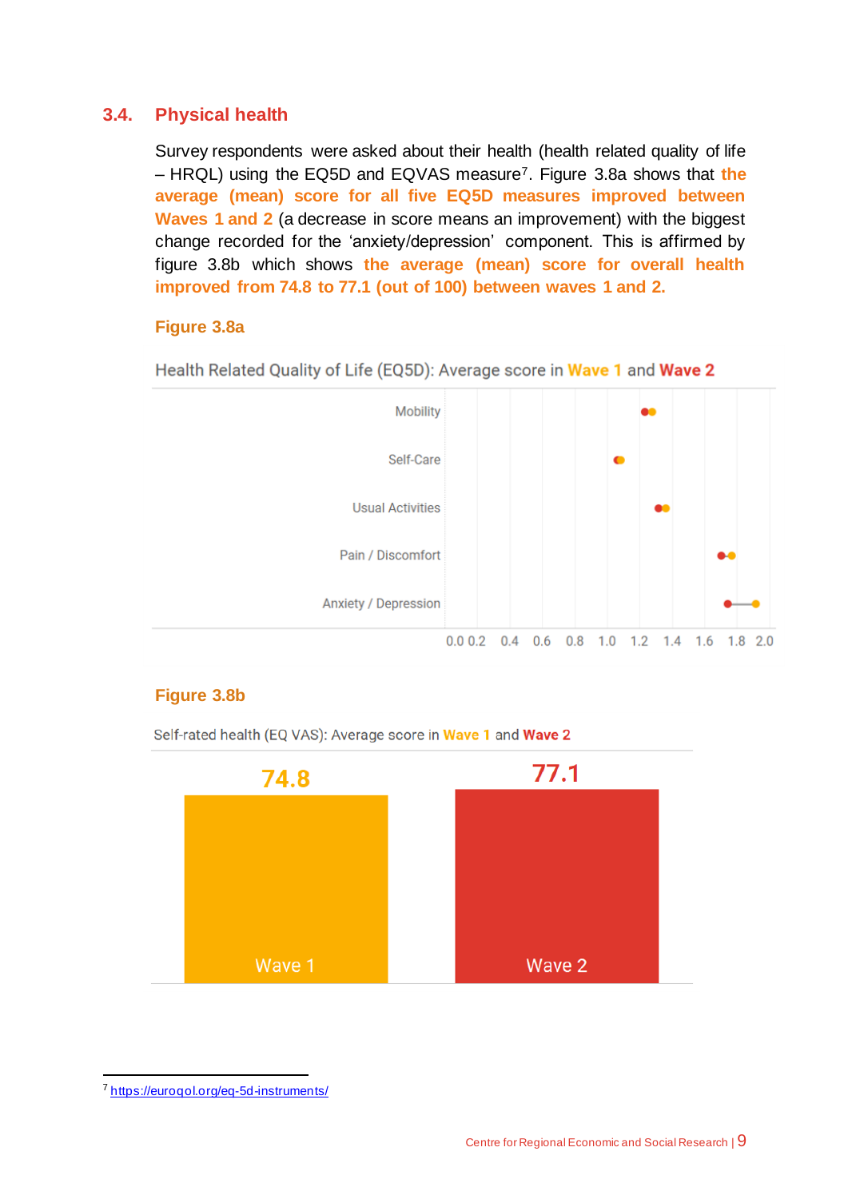## 3.4. Physical health

Survey respondents were asked about their health (health related quality of life – HRQL) using the EQ5D and EQVAS measure[7]. Figure 3.8a shows that **the average (mean) score for all five EQ5D measures improved between Waves 1 and 2** (a decrease in score means an improvement) with the biggest change recorded for the 'anxiety/depression' component. This is affirmed by figure 3.8b which shows **the average (mean) score for overall health improved from 74.8 to 77.1 (out of 100) between waves 1 and 2.**

**Figure 3.8a**

Health Related Quality of Life (EQ5D): Average score in Wave 1 and Wave 2

Mobility
Self-Care
Usual Activities
Pain / Discomfort
Anxiety / Depression

0.0 0.2 0.4 0.6 0.8 1.0 1.2 1.4 1.6 1.8 2.0

**Figure 3.8b**

Self-rated health (EQ VAS): Average score in Wave 1 and Wave 2

74.8
Wave 1

77.1
Wave 2

[7] https://euroqol.org/eq-5d-instruments/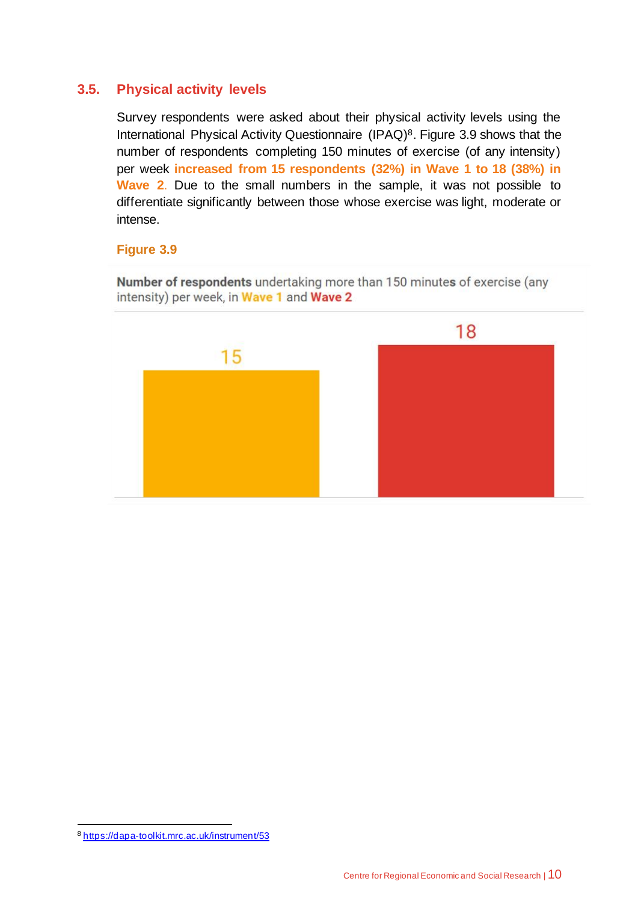## 3.5. Physical activity levels

Survey respondents were asked about their physical activity levels using the International Physical Activity Questionnaire (IPAQ)[8]. Figure 3.9 shows that the number of respondents completing 150 minutes of exercise (of any intensity) per week **increased from 15 respondents (32%) in Wave 1 to 18 (38%) in Wave 2**. Due to the small numbers in the sample, it was not possible to differentiate significantly between those whose exercise was light, moderate or intense.

**Figure 3.9**

**Number of respondents** undertaking more than 150 minutes of exercise (any intensity) per week, in **Wave 1** and **Wave 2**

15

18

---

[8] https://dapa-toolkit.mrc.ac.uk/instrument/53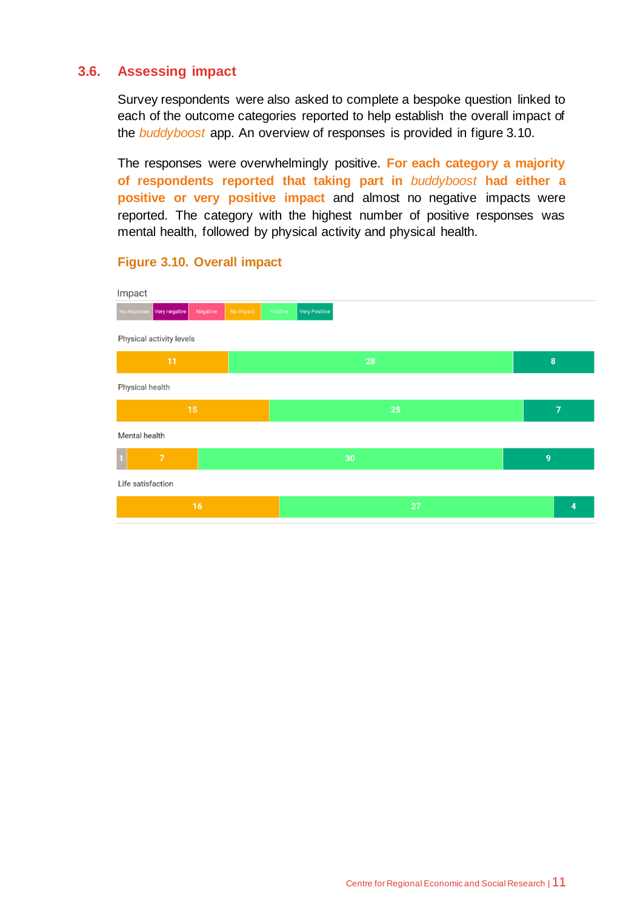## 3.6. Assessing impact

Survey respondents were also asked to complete a bespoke question linked to each of the outcome categories reported to help establish the overall impact of the *buddyboost* app. An overview of responses is provided in figure 3.10.

The responses were overwhelmingly positive. **For each category a majority of respondents reported that taking part in *buddyboost* had either a positive or very positive impact** and almost no negative impacts were reported. The category with the highest number of positive responses was mental health, followed by physical activity and physical health.

**Figure 3.10. Overall impact**

Impact

No response
Very negative
Negative
No impact
Positive
Very Positive

Physical activity levels

11
28
8

Physical health

15
25
7

Mental health

1
7
30
9

Life satisfaction

16
27
4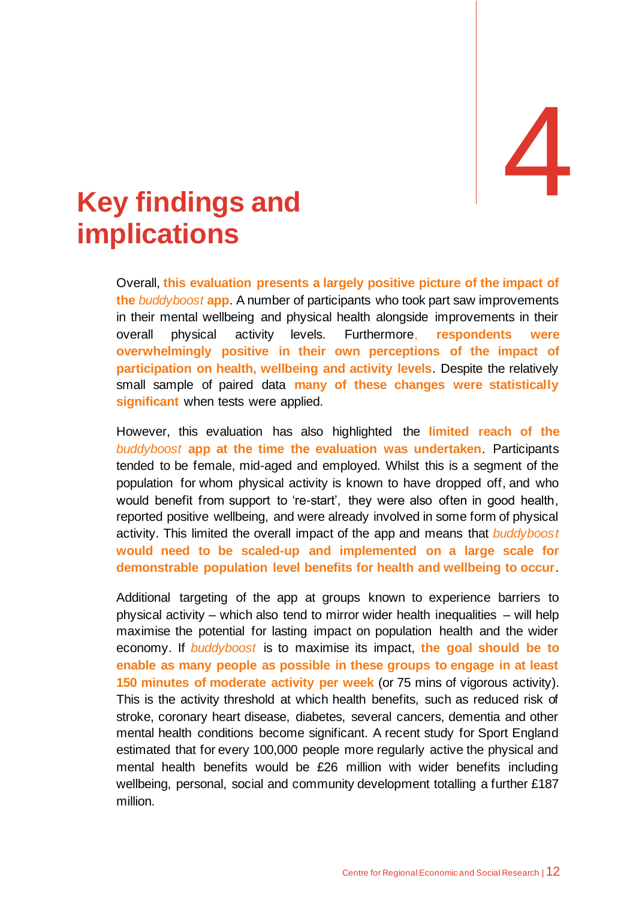# 4 Key findings and implications

Overall, **this evaluation presents a largely positive picture of the impact of the *buddyboost* app**. A number of participants who took part saw improvements in their mental wellbeing and physical health alongside improvements in their overall physical activity levels. Furthermore, **respondents were overwhelmingly positive in their own perceptions of the impact of participation on health, wellbeing and activity levels**. Despite the relatively small sample of paired data **many of these changes were statistically significant** when tests were applied.

However, this evaluation has also highlighted the **limited reach of the *buddyboost* app at the time the evaluation was undertaken**. Participants tended to be female, mid-aged and employed. Whilst this is a segment of the population for whom physical activity is known to have dropped off, and who would benefit from support to 're-start', they were also often in good health, reported positive wellbeing, and were already involved in some form of physical activity. This limited the overall impact of the app and means that ***buddyboost* would need to be scaled-up and implemented on a large scale for demonstrable population level benefits for health and wellbeing to occur**.

Additional targeting of the app at groups known to experience barriers to physical activity – which also tend to mirror wider health inequalities – will help maximise the potential for lasting impact on population health and the wider economy. If *buddyboost* is to maximise its impact, **the goal should be to enable as many people as possible in these groups to engage in at least 150 minutes of moderate activity per week** (or 75 mins of vigorous activity). This is the activity threshold at which health benefits, such as reduced risk of stroke, coronary heart disease, diabetes, several cancers, dementia and other mental health conditions become significant. A recent study for Sport England estimated that for every 100,000 people more regularly active the physical and mental health benefits would be £26 million with wider benefits including wellbeing, personal, social and community development totalling a further £187 million.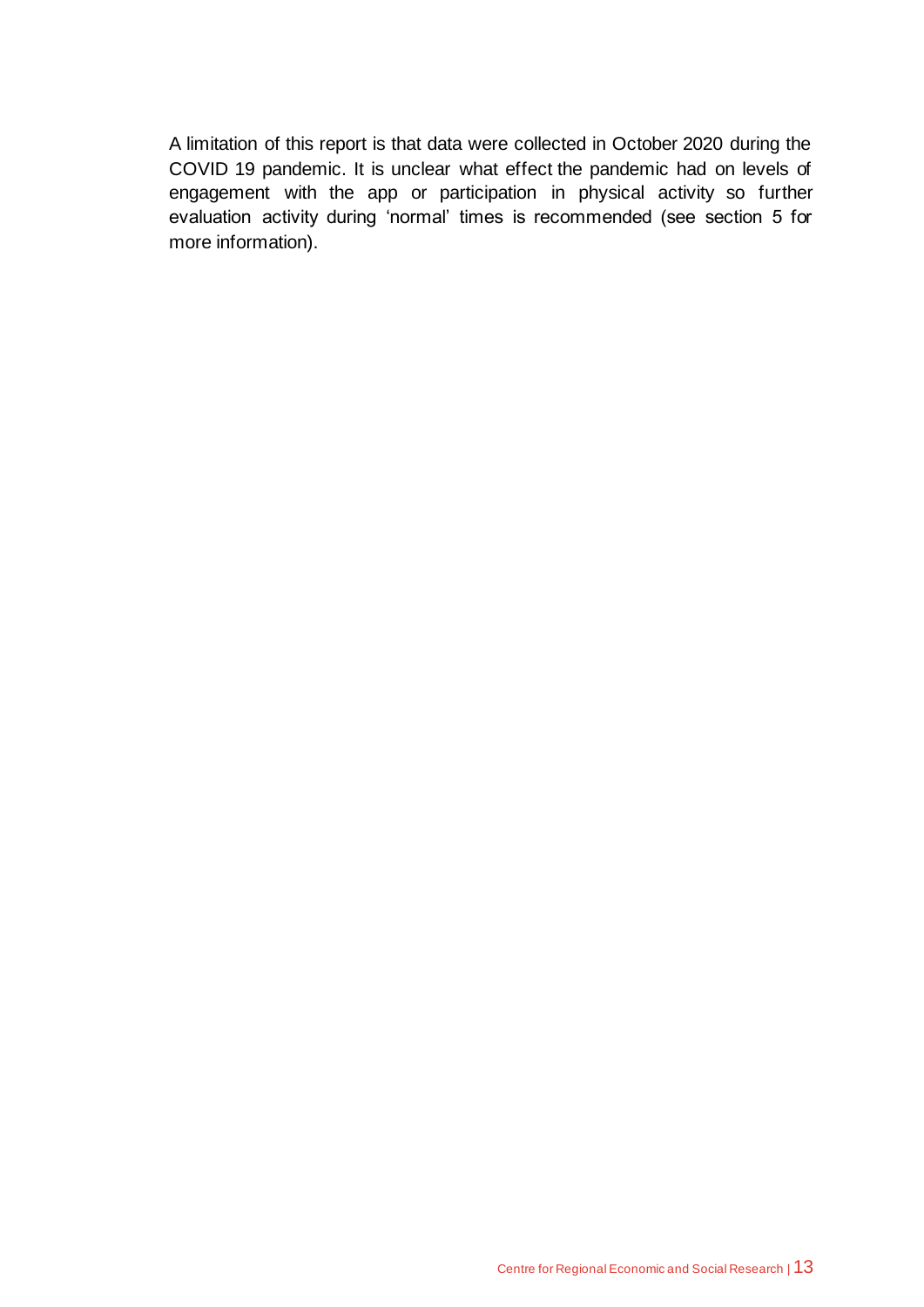A limitation of this report is that data were collected in October 2020 during the COVID 19 pandemic. It is unclear what effect the pandemic had on levels of engagement with the app or participation in physical activity so further evaluation activity during 'normal' times is recommended (see section 5 for more information).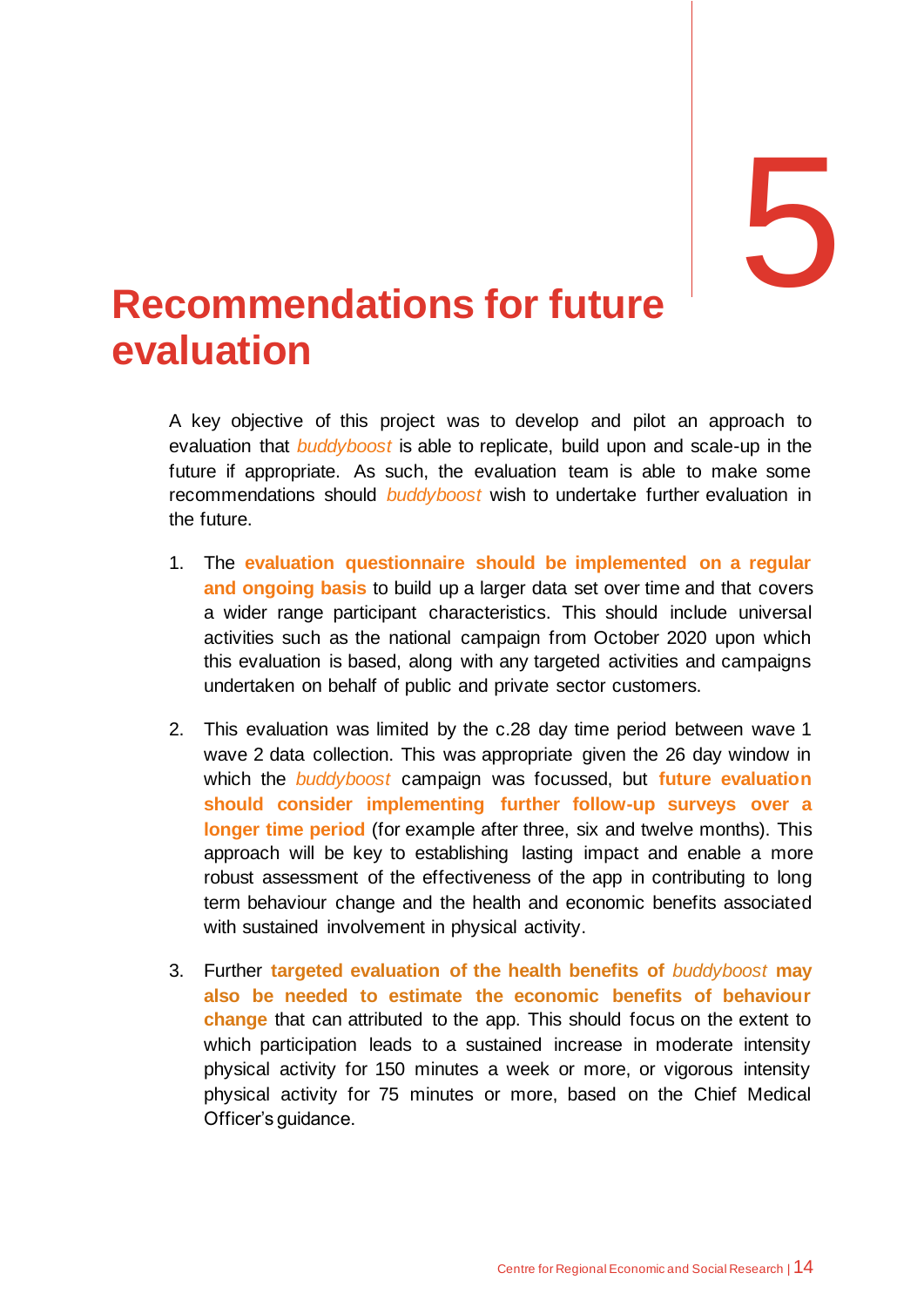// 5

# Recommendations for future evaluation

A key objective of this project was to develop and pilot an approach to evaluation that *buddyboost* is able to replicate, build upon and scale-up in the future if appropriate. As such, the evaluation team is able to make some recommendations should *buddyboost* wish to undertake further evaluation in the future.

1. The **evaluation questionnaire should be implemented on a regular and ongoing basis** to build up a larger data set over time and that covers a wider range participant characteristics. This should include universal activities such as the national campaign from October 2020 upon which this evaluation is based, along with any targeted activities and campaigns undertaken on behalf of public and private sector customers.

2. This evaluation was limited by the c.28 day time period between wave 1 wave 2 data collection. This was appropriate given the 26 day window in which the *buddyboost* campaign was focussed, but **future evaluation should consider implementing further follow-up surveys over a longer time period** (for example after three, six and twelve months). This approach will be key to establishing lasting impact and enable a more robust assessment of the effectiveness of the app in contributing to long term behaviour change and the health and economic benefits associated with sustained involvement in physical activity.

3. Further **targeted evaluation of the health benefits of *buddyboost* may also be needed to estimate the economic benefits of behaviour change** that can attributed to the app. This should focus on the extent to which participation leads to a sustained increase in moderate intensity physical activity for 150 minutes a week or more, or vigorous intensity physical activity for 75 minutes or more, based on the Chief Medical Officer's guidance.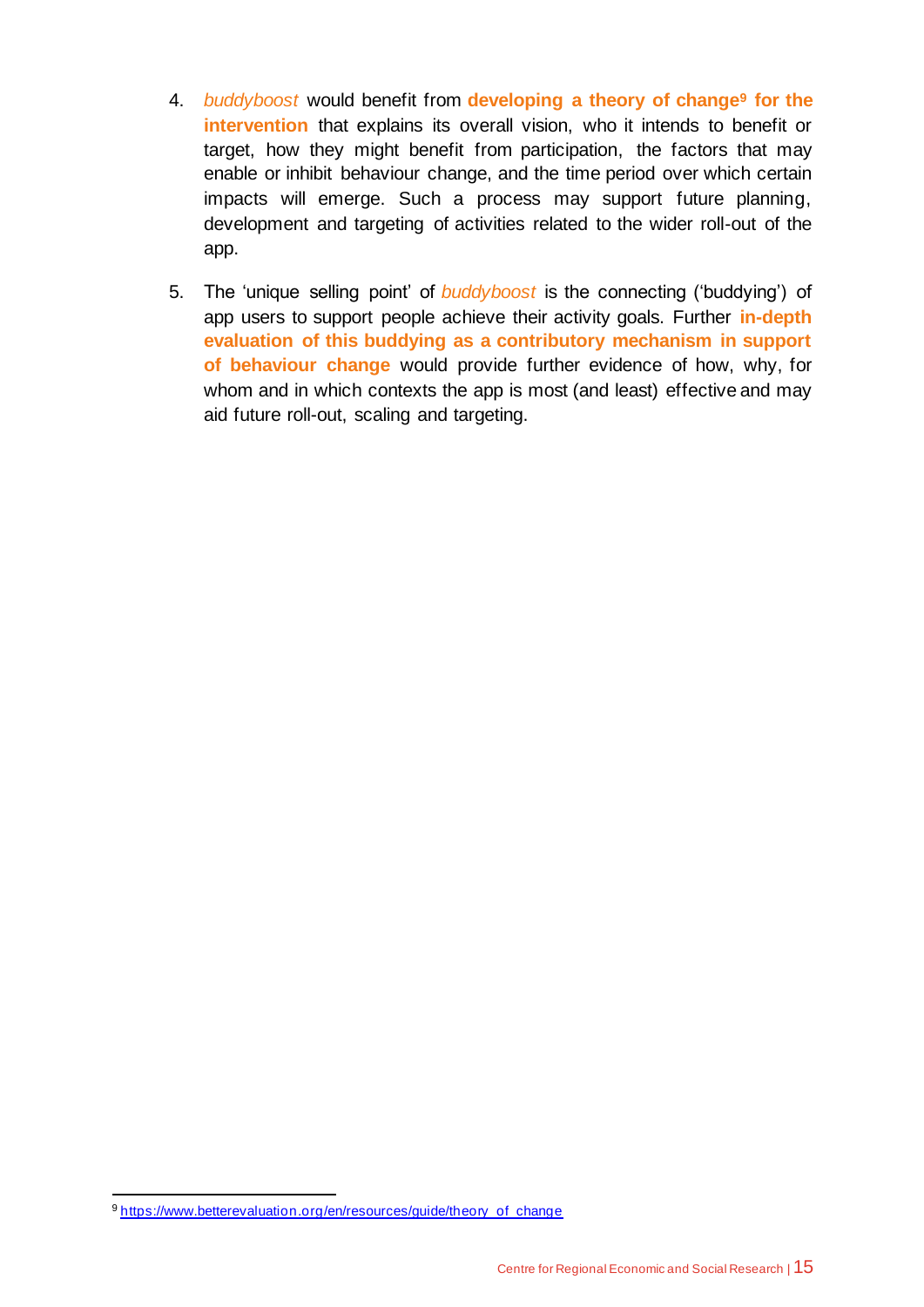4. *buddyboost* would benefit from **developing a theory of change[9] for the intervention** that explains its overall vision, who it intends to benefit or target, how they might benefit from participation, the factors that may enable or inhibit behaviour change, and the time period over which certain impacts will emerge. Such a process may support future planning, development and targeting of activities related to the wider roll-out of the app.

5. The 'unique selling point' of *buddyboost* is the connecting ('buddying') of app users to support people achieve their activity goals. Further **in-depth evaluation of this buddying as a contributory mechanism in support of behaviour change** would provide further evidence of how, why, for whom and in which contexts the app is most (and least) effective and may aid future roll-out, scaling and targeting.

[9] https://www.betterevaluation.org/en/resources/guide/theory_of_change